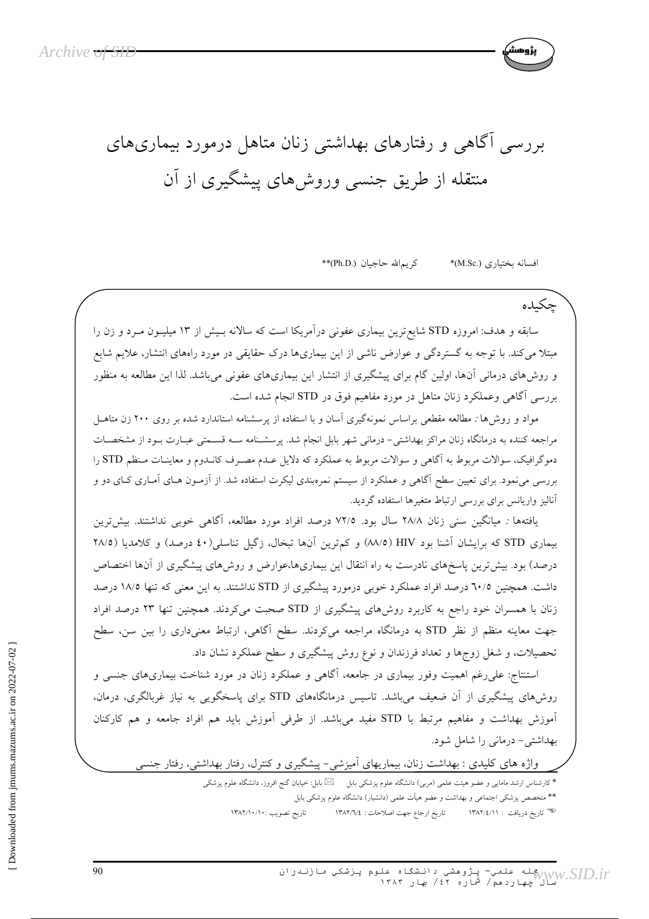# بررسی آگاهی و رفتارهای بهداشتی زنان متاهل درمورد بیماری‌های منتقله از طریق جنسی وروش‌های پیشگیری از آن

افسانه بختیاری (M.Sc.)* کریم‌الله حاجیان (Ph.D.)**

## چکیده

سابقه و هدف: امروزه STD شایع‌ترین بیماری عفونی درآمریکا است که سالانه بیش از ۱۳ میلیون مرد و زن را مبتلا می‌کند. با توجه به گستردگی و عوارض ناشی از این بیماری‌ها درک حقایقی در مورد راه‌های انتشار، علایم شایع و روش‌های درمانی آن‌ها، اولین گام برای پیشگیری از انتشار این بیماری‌های عفونی می‌باشد. لذا این مطالعه به منظور بررسی آگاهی وعملکرد زنان متاهل در مورد مفاهیم فوق در STD انجام شده است.

مواد و روش‌ها: مطالعه مقطعی براساس نمونه‌گیری آسان و با استفاده از پرسشنامه استاندارد شده بر روی ۲۰۰ زن متاهل مراجعه کننده به درمانگاه زنان مراکز بهداشتی- درمانی شهر بابل انجام شد. پرسشنامه سه قسمتی عبارت بود از مشخصات دموگرافیک، سوالات مربوط به آگاهی و سوالات مربوط به عملکرد که دلایل عدم مصرف کاندوم و معاینات منظم STD را بررسی می‌نمود. برای تعیین سطح آگاهی و عملکرد از سیستم نمره‌بندی لیکرت استفاده شد. از آزمون های آماری کای دو و آنالیز واریانس برای بررسی ارتباط متغیرها استفاده گردید.

یافته‌ها: میانگین سنی زنان ۲۸/۸ سال بود. ۷۲/۵ درصد افراد مورد مطالعه، آگاهی خوبی نداشتند. بیش‌ترین بیماری STD که برایشان آشنا بود HIV (۸۸/۵) و کم‌ترین آن‌ها تبخال، زگیل تناسلی(۴۰ درصد) و کلامدیا (۲۸/۵ درصد) بود. بیش‌ترین پاسخ‌های نادرست به راه انتقال این بیماری‌ها،عوارض و روش‌های پیشگیری از آن‌ها اختصاص داشت. همچنین ۶۰/۵ درصد افراد عملکرد خوبی درمورد پیشگیری از STD نداشتند. به این معنی که تنها ۱۸/۵ درصد زنان با همسران خود راجع به کاربرد روش‌های پیشگیری از STD صحبت می‌کردند. همچنین تنها ۲۳ درصد افراد جهت معاینه منظم از نظر STD به درمانگاه مراجعه می‌کردند. سطح آگاهی، ارتباط معنی‌داری را بین سن، سطح تحصیلات، و شغل زوج‌ها و تعداد فرزندان و نوع روش پیشگیری و سطح عملکرد نشان داد.

استنتاج: علی‌رغم اهمیت وفور بیماری در جامعه، آگاهی و عملکرد زنان در مورد شناخت بیماری‌های جنسی و روش‌های پیشگیری از آن ضعیف می‌باشد. تاسیس درمانگاه‌های STD برای پاسخگویی به نیاز غربالگری، درمان، آموزش بهداشت و مفاهیم مرتبط با STD مفید می‌باشد. از طرفی آموزش باید هم افراد جامعه و هم کارکنان بهداشتی- درمانی را شامل شود.

واژه های کلیدی: بهداشت زنان، بیماریهای آمیزشی- پیشگیری و کنترل، رفتار بهداشتی، رفتار جنسی

* کارشناس ارشد مامایی و عضو هیئت علمی (مربی) دانشگاه علوم پزشکی بابل ✉ بابل: خیابان گنج افروز، دانشگاه علوم پزشکی

** متخصص پزشکی اجتماعی و بهداشت و عضو هیأت علمی (دانشیار) دانشگاه علوم پزشکی بابل

تاریخ دریافت: ۱۳۸۲/٤/۱۱ تاریخ ارجاع جهت اصلاحات: ۱۳۸۲/٦/٤ تاریخ تصویب: ۱۳۸۲/۱۰/۱۰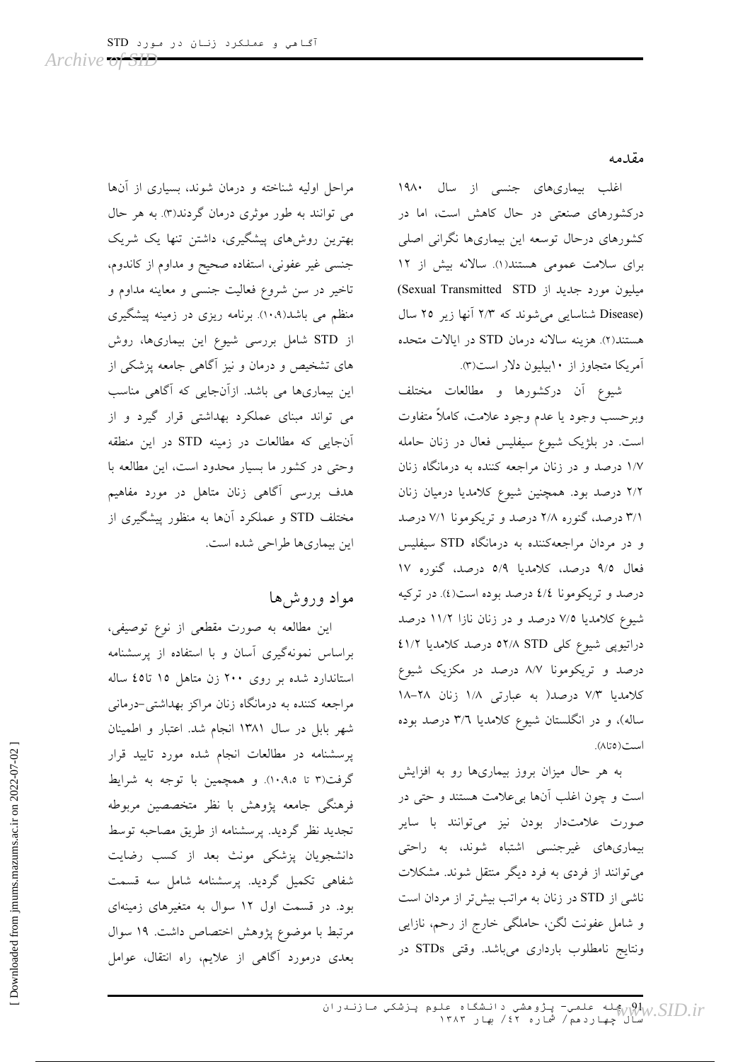## مقدمه

اغلب بیماری‌های جنسی از سال ۱۹۸۰ درکشورهای صنعتی در حال کاهش است، اما در کشورهای درحال توسعه این بیماری‌ها نگرانی اصلی برای سلامت عمومی هستند(۱). سالانه بیش از ۱۲ میلیون مورد جدید از Sexual Transmitted STD) (Disease شناسایی می‌شوند که ۲/۳ آنها زیر ۲۵ سال هستند(۲). هزینه سالانه درمان STD در ایالات متحده آمریکا متجاوز از ۱۰بیلیون دلار است(۳).

شیوع آن درکشورها و مطالعات مختلف وبرحسب وجود یا عدم وجود علامت، کاملاً متفاوت است. در بلژیک شیوع سیفلیس فعال در زنان حامله ۱/۷ درصد و در زنان مراجعه کننده به درمانگاه زنان ۲/۲ درصد بود. همچنین شیوع کلامدیا درمیان زنان ۳/۱ درصد، گنوره ۲/۸ درصد و تریکومونا ۷/۱ درصد و در مردان مراجعه‌کننده به درمانگاه STD سیفلیس فعال ۹/۵ درصد، کلامدیا ۵/۹ درصد، گنوره ۱۷ درصد و تریکومونا ٤/٤ درصد بوده است(٤). در ترکیه شیوع کلامدیا ۷/۵ درصد و در زنان نازا ۱۱/۲ درصد دراتیوپی شیوع کلی STD ۵۲/۸ درصد کلامدیا ٤۱/۲ درصد و تریکومونا ۸/۷ درصد در مکزیک شیوع کلامدیا ۷/۳ درصد( به عبارتی ۱/۸ زنان ۲۸-۱۸ ساله)، و در انگلستان شیوع کلامدیا ۳/٦ درصد بوده است(۵تا۸).

به هر حال میزان بروز بیماری‌ها رو به افزایش است و چون اغلب آن‌ها بی‌علامت هستند و حتی در صورت علامت‌دار بودن نیز می‌توانند با سایر بیماری‌های غیرجنسی اشتباه شوند، به راحتی می‌توانند از فردی به فرد دیگر منتقل شوند. مشکلات ناشی از STD در زنان به مراتب بیش‌تر از مردان است و شامل عفونت لگن، حاملگی خارج از رحم، نازایی ونتایج نامطلوب بارداری می‌باشد. وقتی STDs در مراحل اولیه شناخته و درمان شوند، بسیاری از آن‌ها می توانند به طور موثری درمان گردند(۳). به هر حال بهترین روش‌های پیشگیری، داشتن تنها یک شریک جنسی غیر عفونی، استفاده صحیح و مداوم از کاندوم، تاخیر در سن شروع فعالیت جنسی و معاینه مداوم و منظم می باشد(۱۰،۹). برنامه ریزی در زمینه پیشگیری از STD شامل بررسی شیوع این بیماری‌ها، روش های تشخیص و درمان و نیز آگاهی جامعه پزشکی از این بیماری‌ها می باشد. ازآن‌جایی که آگاهی مناسب می تواند مبنای عملکرد بهداشتی قرار گیرد و از آن‌جایی که مطالعات در زمینه STD در این منطقه وحتی در کشور ما بسیار محدود است، این مطالعه با هدف بررسی آگاهی زنان متاهل در مورد مفاهیم مختلف STD و عملکرد آن‌ها به منظور پیشگیری از این بیماری‌ها طراحی شده است.

## مواد وروش‌ها

این مطالعه به صورت مقطعی از نوع توصیفی، براساس نمونه‌گیری آسان و با استفاده از پرسشنامه استاندارد شده بر روی ۲۰۰ زن متاهل ۱۵ تا٤۵ ساله مراجعه کننده به درمانگاه زنان مراکز بهداشتی-درمانی شهر بابل در سال ۱۳۸۱ انجام شد. اعتبار و اطمینان پرسشنامه در مطالعات انجام شده مورد تایید قرار گرفت(۳ تا ۱۰،۹،۵). و همچمین با توجه به شرایط فرهنگی جامعه پژوهش با نظر متخصصین مربوطه تجدید نظر گردید. پرسشنامه از طریق مصاحبه توسط دانشجویان پزشکی مونث بعد از کسب رضایت شفاهی تکمیل گردید. پرسشنامه شامل سه قسمت بود. در قسمت اول ۱۲ سوال به متغیرهای زمینه‌ای مرتبط با موضوع پژوهش اختصاص داشت. ۱۹ سوال بعدی درمورد آگاهی از علایم، راه انتقال، عوامل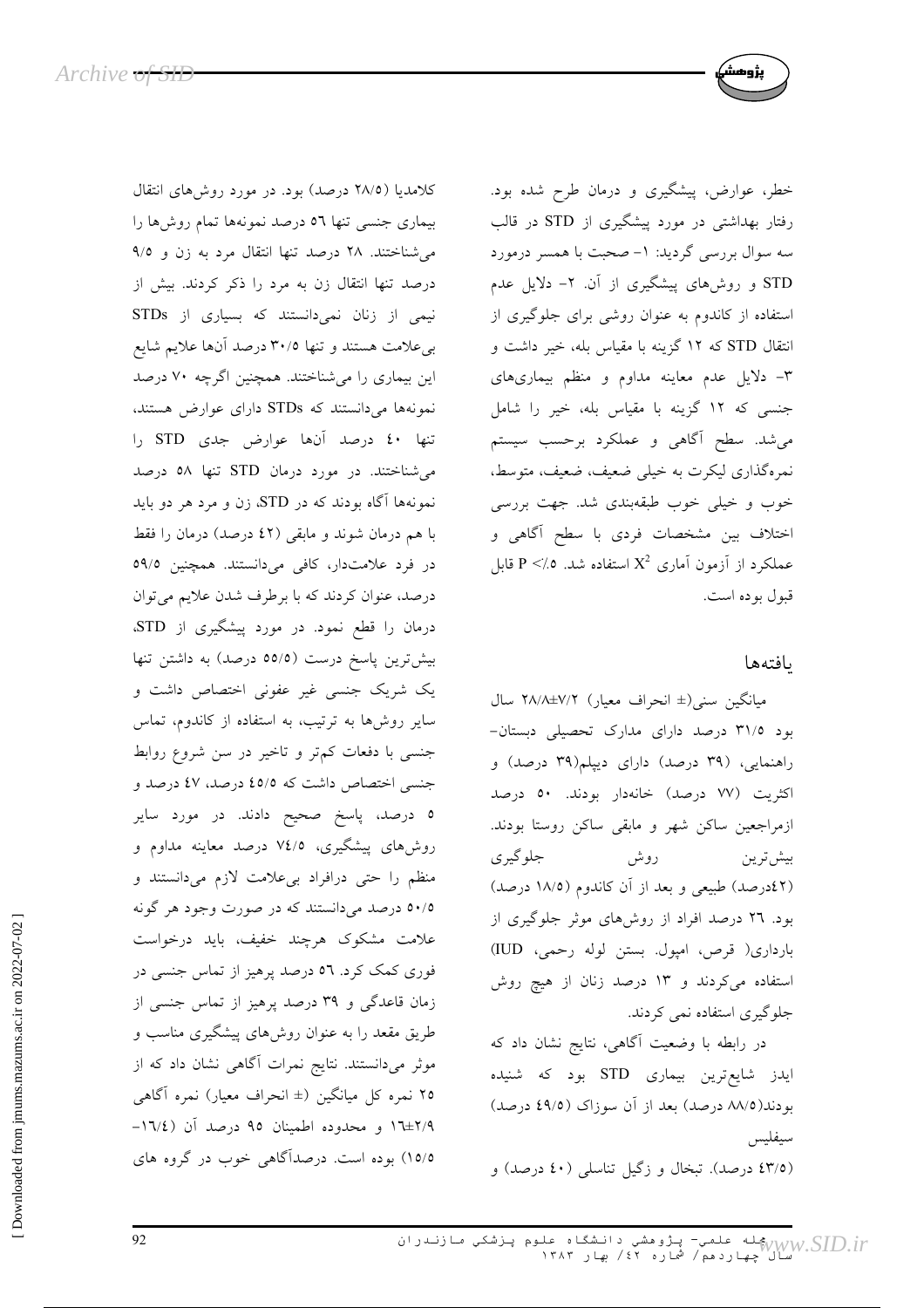خطر، عوارض، پیشگیری و درمان طرح شده بود. رفتار بهداشتی در مورد پیشگیری از STD در قالب سه سوال بررسی گردید: ۱- صحبت با همسر درمورد STD و روش‌های پیشگیری از آن. ۲- دلایل عدم استفاده از کاندوم به عنوان روشی برای جلوگیری از انتقال STD که ۱۲ گزینه با مقیاس بله، خیر داشت و ۳- دلایل عدم معاینه مداوم و منظم بیماری‌های جنسی که ۱۲ گزینه با مقیاس بله، خیر را شامل می‌شد. سطح آگاهی و عملکرد برحسب سیستم نمره‌گذاری لیکرت به خیلی ضعیف، ضعیف، متوسط، خوب و خیلی خوب طبقه‌بندی شد. جهت بررسی اختلاف بین مشخصات فردی با سطح آگاهی و عملکرد از آزمون آماری $X^2$ استفاده شد. $P < ۰/۵$ قابل قبول بوده است.

## یافته‌ها

میانگین سنی(± انحراف معیار) ۷/۲±۲۸/۸ سال بود ۳۱/۵ درصد دارای مدارک تحصیلی دبستان- راهنمایی، (۳۹ درصد) دارای دیپلم(۳۹ درصد) و اکثریت (۷۷ درصد) خانه‌دار بودند. ۵۰ درصد ازمراجعین ساکن شهر و مابقی ساکن روستا بودند. بیش‌ترین روش جلوگیری (۴۲درصد) طبیعی و بعد از آن کاندوم (۱۸/۵ درصد) بود. ۲۶ درصد افراد از روش‌های موثر جلوگیری از بارداری( قرص، امپول. بستن لوله رحمی، IUD) استفاده می‌کردند و ۱۳ درصد زنان از هیچ روش جلوگیری استفاده نمی کردند.

در رابطه با وضعیت آگاهی، نتایج نشان داد که ایدز شایع‌ترین بیماری STD بود که شنیده بودند(۸۸/۵ درصد) بعد از آن سوزاک (۴۹/۵ درصد) سیفلیس (۴۳/۵ درصد). تبخال و زگیل تناسلی (۴۰ درصد) و کلامدیا (۲۸/۵ درصد) بود. در مورد روش‌های انتقال بیماری جنسی تنها ۵۶ درصد نمونه‌ها تمام روش‌ها را می‌شناختند. ۲۸ درصد تنها انتقال مرد به زن و ۹/۵ درصد تنها انتقال زن به مرد را ذکر کردند. بیش از نیمی از زنان نمی‌دانستند که بسیاری از STDs بی‌علامت هستند و تنها ۳۰/۵ درصد آن‌ها علایم شایع این بیماری را می‌شناختند. همچنین اگرچه ۷۰ درصد نمونه‌ها می‌دانستند که STDs دارای عوارض هستند، تنها ۴۰ درصد آن‌ها عوارض جدی STD را می‌شناختند. در مورد درمان STD تنها ۵۸ درصد نمونه‌ها آگاه بودند که در STD، زن و مرد هر دو باید با هم درمان شوند و مابقی (۴۲ درصد) درمان را فقط در فرد علامت‌دار، کافی می‌دانستند. همچنین ۵۹/۵ درصد، عنوان کردند که با برطرف شدن علایم می‌توان درمان را قطع نمود. در مورد پیشگیری از STD، بیش‌ترین پاسخ درست (۵۵/۵ درصد) به داشتن تنها یک شریک جنسی غیر عفونی اختصاص داشت و سایر روش‌ها به ترتیب، به استفاده از کاندوم، تماس جنسی با دفعات کم‌تر و تاخیر در سن شروع روابط جنسی اختصاص داشت که ۴۵/۵ درصد، ۴۷ درصد و ۵ درصد، پاسخ صحیح دادند. در مورد سایر روش‌های پیشگیری، ۷۴/۵ درصد معاینه مداوم و منظم را حتی درافراد بی‌علامت لازم می‌دانستند و ۵۰/۵ درصد می‌دانستند که در صورت وجود هر گونه علامت مشکوک هرچند خفیف، باید درخواست فوری کمک کرد. ۵۶ درصد پرهیز از تماس جنسی در زمان قاعدگی و ۳۹ درصد پرهیز از تماس جنسی از طریق مقعد را به عنوان روش‌های پیشگیری مناسب و موثر می‌دانستند. نتایج نمرات آگاهی نشان داد که از ۲۵ نمره کل میانگین (± انحراف معیار) نمره آگاهی ۲/۹±۱۶ و محدوده اطمینان ۹۵ درصد آن (۱۶/۴- ۱۵/۵) بوده است. درصدآگاهی خوب در گروه های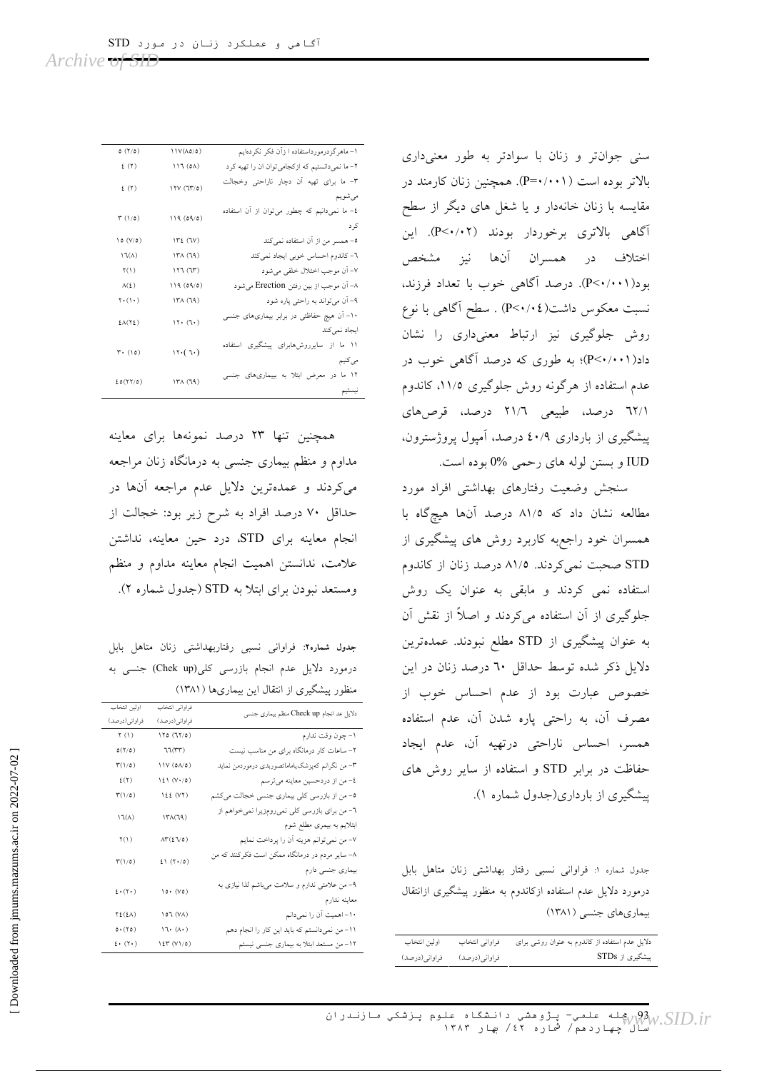سنی جوان‌تر و زنان با سوادتر به طور معنی‌داری بالاتر بوده است (P=۰/۰۰۱). همچنین زنان کارمند در مقایسه با زنان خانه‌دار و یا شغل های دیگر از سطح آگاهی بالاتری برخوردار بودند (P<۰/۰۲). این اختلاف در همسران آنها نیز مشخص بود(P<۰/۰۰۱). درصد آگاهی خوب با تعداد فرزند، نسبت معکوس داشت(P<۰/۰۴) . سطح آگاهی با نوع روش جلوگیری نیز ارتباط معنی‌داری را نشان داد(P<۰/۰۰۱)؛ به طوری که درصد آگاهی خوب در عدم استفاده از هرگونه روش جلوگیری ۱۱/۵، کاندوم ۶۲/۱ درصد، طبیعی ۲۱/۶ درصد، قرص‌های پیشگیری از بارداری ۴۰/۹ درصد، آمپول پروژسترون، IUD و بستن لوله های رحمی 0% بوده است.

سنجش وضعیت رفتارهای بهداشتی افراد مورد مطالعه نشان داد که ۸۱/۵ درصد آنها هیچگاه با همسران خود راجع‌به کاربرد روش های پیشگیری از STD صحبت نمی‌کردند. ۸۱/۵ درصد زنان از کاندوم استفاده نمی کردند و مابقی به عنوان یک روش جلوگیری از آن استفاده می‌کردند و اصلاً از نقش آن به عنوان پیشگیری از STD مطلع نبودند. عمده‌ترین دلایل ذکر شده توسط حداقل ۶۰ درصد زنان در این خصوص عبارت بود از عدم احساس خوب از مصرف آن، به راحتی پاره شدن آن، عدم استفاده همسر، احساس ناراحتی درتهیه آن، عدم ایجاد حفاظت در برابر STD و استفاده از سایر روش های پیشگیری از بارداری(جدول شماره ۱).

جدول شماره ۱: فراوانی نسبی رفتار بهداشتی زنان متاهل بابل درمورد دلایل عدم استفاده ازکاندوم به منظور پیشگیری ازانتقال بیماری‌های جنسی (۱۳۸۱)

| دلایل عدم استفاده از کاندوم به عنوان روشی برای پیشگیری از STDs | فراوانی انتخاب فراوانی(درصد) | اولین انتخاب فراوانی(درصد) |
|---|---|---|
| ۱- ماهرگزدرمورداستفاده ا زآن فکر نکرده‌ایم | ۱۱۷(۸۵/۵) | ۵ (۲/۵) |
| ۲- ما نمی‌دانستیم که ازکجامی‌توان ان را تهیه کرد | ۱۱۶ (۵۸) | ۴ (۲) |
| ۳- ما برای تهیه آن دچار ناراحتی وخجالت می‌شویم | ۱۲۷ (۶۳/۵) | ۴ (۲) |
| ۴- ما نمی‌دانیم که چطور می‌توان از آن استفاده کرد | ۱۱۹ (۵۹/۵) | ۳ (۱/۵) |
| ۵- همسر من از آن استفاده نمی‌کند | ۱۳۴ (۶۷) | ۱۵ (۷/۵) |
| ۶- کاندوم احساس خوبی ایجاد نمی‌کند | ۱۳۸ (۶۹) | ۱۶(۸) |
| ۷- آن موجب اختلال خلقی می‌شود | ۱۲۶ (۶۳) | ۲(۱) |
| ۸- آن موجب از بین رفتن Erection می‌شود | ۱۱۹ (۵۹/۵) | ۸(۴) |
| ۹- آن می‌تواند به راحتی پاره شود | ۱۳۸ (۶۹) | ۲۰(۱۰) |
| ۱۰- آن هیچ حفاظتی در برابر بیماری‌های جنسی ایجاد نمی‌کند | ۱۲۰ (۶۰) | ۴۸(۲۴) |
| ۱۱ ما از سایرروش‌هابرای پیشگیری استفاده می‌کنیم | ۱۲۰( ۶۰) | ۳۰ (۱۵) |
| ۱۲ ما در معرض ابتلا به بیماری‌های جنسی نیستیم | ۱۳۸ (۶۹) | ۴۵(۲۲/۵) |

همچنین تنها ۲۳ درصد نمونه‌ها برای معاینه مداوم و منظم بیماری جنسی به درمانگاه زنان مراجعه می‌کردند و عمده‌ترین دلایل عدم مراجعه آنها در حداقل ۷۰ درصد افراد به شرح زیر بود: خجالت از انجام معاینه برای STD، درد حین معاینه، نداشتن علامت، ندانستن اهمیت انجام معاینه مداوم و منظم ومستعد نبودن برای ابتلا به STD (جدول شماره ۲).

جدول شماره۲: فراوانی نسبی رفتاربهداشتی زنان متاهل بابل درمورد دلایل عدم انجام بازرسی کلی(Chek up) جنسی به منظور پیشگیری از انتقال این بیماری‌ها (۱۳۸۱)

| دلایل عد انجام Check up منظم بیماری جنسی | فراوانی انتخاب فراوانی(درصد) | اولین انتخاب فراوانی(درصد) |
|---|---|---|
| ۱- چون وقت ندارم | ۱۲۵ (۶۲/۵) | ۲ (۱) |
| ۲- ساعات کار درمانگاه برای من مناسب نیست | ۶۶(۳۳) | ۵(۲/۵) |
| ۳- من نگرانم که‌پزشک‌یاماماشوبدی درموردمن نماید | ۱۱۷ (۵۸/۵) | ۳(۱/۵) |
| ۴- من از دردحسین معاینه می‌ترسم | ۱۴۱ (۷۰/۵) | ۴(۲) |
| ۵- من از بازرسی کلی بیماری جنسی خجالت می‌کشم | ۱۴۴ (۷۲) | ۳(۱/۵) |
| ۶- من برای بازرسی کلی نمی‌روم‌زیرا نمی‌خواهم از ابتلایم به بیمری مطلع شوم | ۱۳۸(۶۹) | ۱۶(۸) |
| ۷- من نمی‌توانم هزینه آن را پرداخت نمایم | ۸۳(۴۱/۵) | ۲(۱) |
| ۸- سایر مردم در درمانگاه ممکن است فکرکنند که من بیماری جنسی دارم | ۴۱ (۲۰/۵) | ۳(۱/۵) |
| ۹- من علامتی ندارم و سلامت می‌باشم لذا نیازی به معاینه ندارم | ۱۵۰ (۷۵) | ۴۰(۲۰) |
| ۱۰- اهمیت آن را نمی‌دانم | ۱۵۶ (۷۸) | ۲۴(۴۸) |
| ۱۱- من نمی‌دانستم که باید این کار را انجام دهم | ۱۶۰ (۸۰) | ۵۰(۲۵) |
| ۱۲- من مستعد ابتلا به بیماری جنسی نیستم | ۱۴۳ (۷۱/۵) | ۴۰ (۲۰) |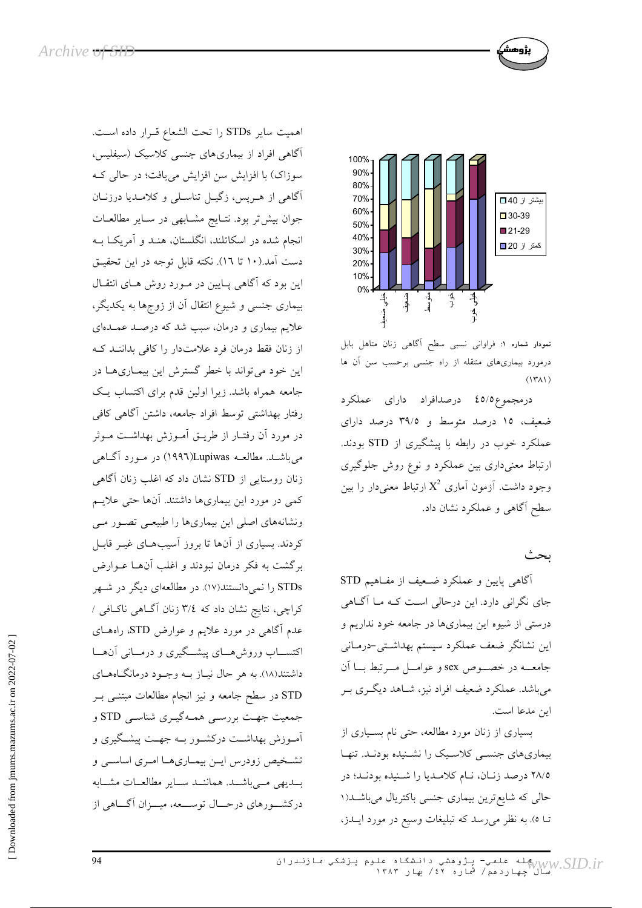اهمیت سایر STDs را تحت الشعاع قرار داده است. آگاهی افراد از بیماری‌های جنسی کلاسیک (سیفلیس، سوزاک) با افزایش سن افزایش می‌یافت؛ در حالی که آگاهی از هرپس، زگیل تناسلی و کلامدیا درزنان جوان بیش‌تر بود. نتایج مشابهی در سایر مطالعات انجام شده در اسکاتلند، انگلستان، هند و آمریکا به دست آمد.(۱۰ تا ۱۶). نکته قابل توجه در این تحقیق این بود که آگاهی پایین در مورد روش های انتقال بیماری جنسی و شیوع انتقال آن از زوج‌ها به یکدیگر، علایم بیماری و درمان، سبب شد که درصد عمده‌ای از زنان فقط درمان فرد علامت‌دار را کافی بدانند که این خود می‌تواند با خطر گسترش این بیماری‌ها در جامعه همراه باشد. زیرا اولین قدم برای اکتساب یک رفتار بهداشتی توسط افراد جامعه، داشتن آگاهی کافی در مورد آن رفتار از طریق آموزش بهداشت موثر می‌باشد. مطالعه Lupiwas(۱۹۹۶) در مورد آگاهی زنان روستایی از STD نشان داد که اغلب زنان آگاهی کمی در مورد این بیماری‌ها داشتند. آن‌ها حتی علایم ونشانه‌های اصلی این بیماری‌ها را طبیعی تصور می کردند. بسیاری از آن‌ها تا بروز آسیب‌های غیر قابل برگشت به فکر درمان نبودند و اغلب آن‌ها عوارض STDs را نمی‌دانستند(۱۷). در مطالعه‌ای دیگر در شهر کراچی، نتایج نشان داد که ۳/۴ زنان آگاهی ناکافی / عدم آگاهی در مورد علایم و عوارض STD، راه‌های اکتساب وروش‌های پیشگیری و درمانی آن‌ها داشتند(۱۸). به هر حال نیاز به وجود درمانگاه‌های STD در سطح جامعه و نیز انجام مطالعات مبتنی بر جمعیت جهت بررسی همه‌گیری شناسی STD و آموزش بهداشت درکشور به جهت پیشگیری و تشخیص زودرس این بیماری‌ها امری اساسی و بدیهی می‌باشد. همانند سایر مطالعات مشابه درکشورهای درحال توسعه، میزان آگاهی از

نمودار شماره ۱: فراوانی نسبی سطح آگاهی زنان متاهل بابل درمورد بیماری‌های منتقله از راه جنسی برحسب سن آن ها (۱۳۸۱)

درمجموع۴۵/۵ درصدافراد دارای عملکرد ضعیف، ۱۵ درصد متوسط و ۳۹/۵ درصد دارای عملکرد خوب در رابطه با پیشگیری از STD بودند. ارتباط معنی‌داری بین عملکرد و نوع روش جلوگیری وجود داشت. آزمون آماری $X^2$ ارتباط معنی‌دار را بین سطح آگاهی و عملکرد نشان داد.

## بحث

آگاهی پایین و عملکرد ضعیف از مفاهیم STD جای نگرانی دارد. این درحالی است که ما آگاهی درستی از شیوه این بیماری‌ها در جامعه خود نداریم و این نشانگر ضعف عملکرد سیستم بهداشتی-درمانی جامعه در خصوص sex و عوامل مرتبط با آن می‌باشد. عملکرد ضعیف افراد نیز، شاهد دیگری بر این مدعا است.

بسیاری از زنان مورد مطالعه، حتی نام بسیاری از بیماری‌های جنسی کلاسیک را نشنیده بودند. تنها ۲۸/۵ درصد زنان، نام کلامدیا را شنیده بودند؛ در حالی که شایع‌ترین بیماری جنسی باکتریال می‌باشد(۱ تا ۵). به نظر می‌رسد که تبلیغات وسیع در مورد ایدز،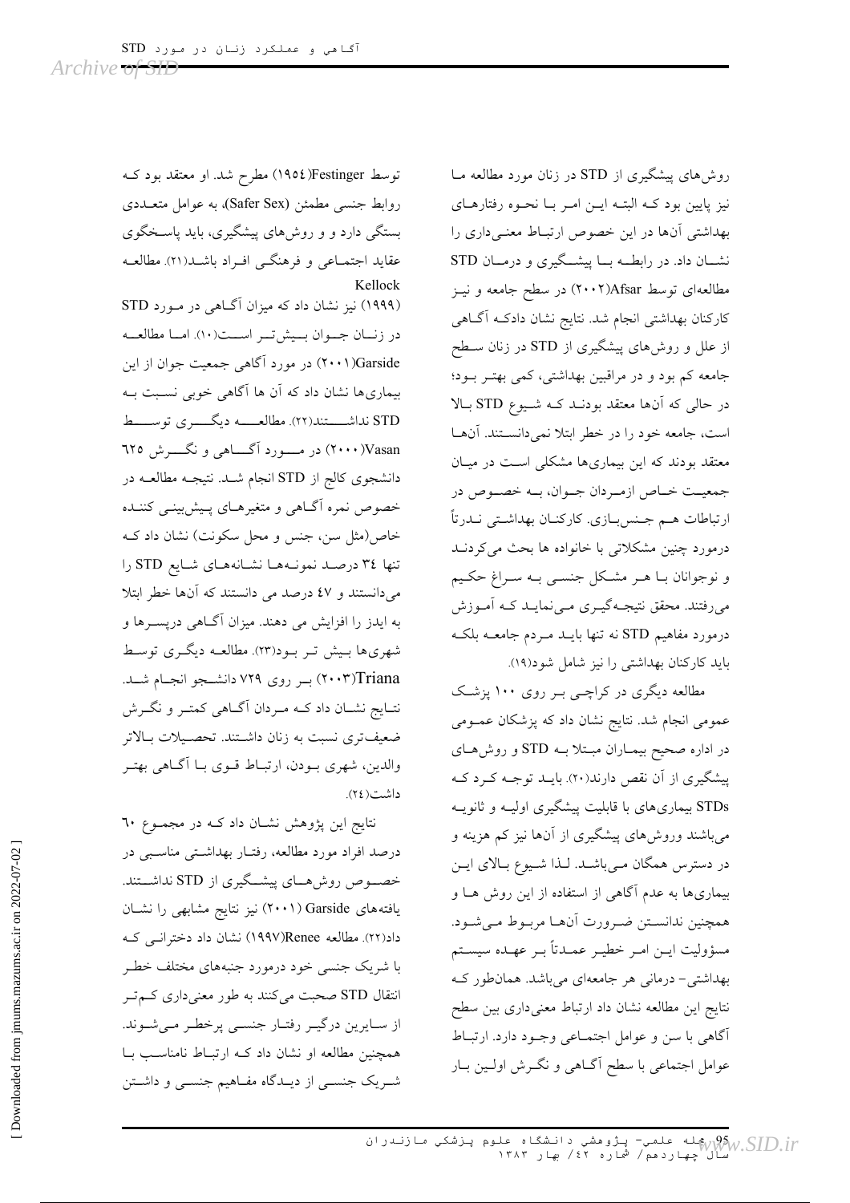روش‌های پیشگیری از STD در زنان مورد مطالعه ما نیز پایین بود که البته این امر با نحوه رفتارهای بهداشتی آن‌ها در این خصوص ارتباط معنی‌داری را نشان داد. در رابطه با پیشگیری و درمان STD مطالعه‌ای توسط Afsar(۲۰۰۲) در سطح جامعه و نیز کارکنان بهداشتی انجام شد. نتایج نشان دادکه آگاهی از علل و روش‌های پیشگیری از STD در زنان سطح جامعه کم بود و در مراقبین بهداشتی، کمی بهتر بود؛ در حالی که آن‌ها معتقد بودند که شیوع STD بالا است، جامعه خود را در خطر ابتلا نمی‌دانستند. آن‌ها معتقد بودند که این بیماری‌ها مشکلی است در میان جمعیت خاص ازمردان جوان، به خصوص در ارتباطات هم جنس‌بازی. کارکنان بهداشتی ندرتاً درمورد چنین مشکلاتی با خانواده ها بحث می‌کردند و نوجوانان با هر مشکل جنسی به سراغ حکیم می‌رفتند. محقق نتیجه‌گیری می‌نماید که آموزش درمورد مفاهیم STD نه تنها باید مردم جامعه بلکه باید کارکنان بهداشتی را نیز شامل شود(۱۹).

مطالعه دیگری در کراچی بر روی ۱۰۰ پزشک عمومی انجام شد. نتایج نشان داد که پزشکان عمومی در اداره صحیح بیماران مبتلا به STD و روش‌های پیشگیری از آن نقص دارند(۲۰). باید توجه کرد که STDs بیماری‌های با قابلیت پیشگیری اولیه و ثانویه می‌باشند وروش‌های پیشگیری از آن‌ها نیز کم هزینه و در دسترس همگان می‌باشد. لذا شیوع بالای این بیماری‌ها به عدم آگاهی از استفاده از این روش ها و همچنین ندانستن ضرورت آن‌ها مربوط می‌شود. مسؤولیت این امر خطیر عمدتاً بر عهده سیستم بهداشتی- درمانی هر جامعه‌ای می‌باشد. همان‌طور که نتایج این مطالعه نشان داد ارتباط معنی‌داری بین سطح آگاهی با سن و عوامل اجتماعی وجود دارد. ارتباط عوامل اجتماعی با سطح آگاهی و نگرش اولین بار توسط Festinger(۱۹۵٤) مطرح شد. او معتقد بود که روابط جنسی مطمئن (Safer Sex)، به عوامل متعددی بستگی دارد و و روش‌های پیشگیری، باید پاسخگوی عقاید اجتماعی و فرهنگی افراد باشد(۲۱). مطالعه Kellock (۱۹۹۹) نیز نشان داد که میزان آگاهی در مورد STD در زنان جوان بیش‌تر است(۱۰). اما مطالعه Garside(۲۰۰۱) در مورد آگاهی جمعیت جوان از این بیماری‌ها نشان داد که آن ها آگاهی خوبی نسبت به STD نداشتند(۲۲). مطالعه دیگری توسط Vasan(۲۰۰۰) در مورد آگاهی و نگرش ٦۲٥ دانشجوی کالج از STD انجام شد. نتیجه مطالعه در خصوص نمره آگاهی و متغیرهای پیش‌بینی کننده خاص(مثل سن، جنس و محل سکونت) نشان داد که تنها ۳٤ درصد نمونه‌ها نشانه‌های شایع STD را می‌دانستند و ٤۷ درصد می دانستند که آن‌ها خطر ابتلا به ایدز را افزایش می دهند. میزان آگاهی درپسرها و شهری‌ها بیش تر بود(۲۳). مطالعه دیگری توسط Triana(۲۰۰۳) بر روی ۷۲۹ دانشجو انجام شد. نتایج نشان داد که مردان آگاهی کمتر و نگرش ضعیف‌تری نسبت به زنان داشتند. تحصیلات بالاتر والدین، شهری بودن، ارتباط قوی با آگاهی بهتر داشت(۲٤).

نتایج این پژوهش نشان داد که در مجموع ٦۰ درصد افراد مورد مطالعه، رفتار بهداشتی مناسبی در خصوص روش‌های پیشگیری از STD نداشتند. یافته‌های Garside (۲۰۰۱) نیز نتایج مشابهی را نشان داد(۲۲). مطالعه Renee(۱۹۹۷) نشان داد دخترانی که با شریک جنسی خود درمورد جنبه‌های مختلف خطر انتقال STD صحبت می‌کنند به طور معنی‌داری کم‌تر از سایرین درگیر رفتار جنسی پرخطر می‌شوند. همچنین مطالعه او نشان داد که ارتباط نامناسب با شریک جنسی از دیدگاه مفاهیم جنسی و داشتن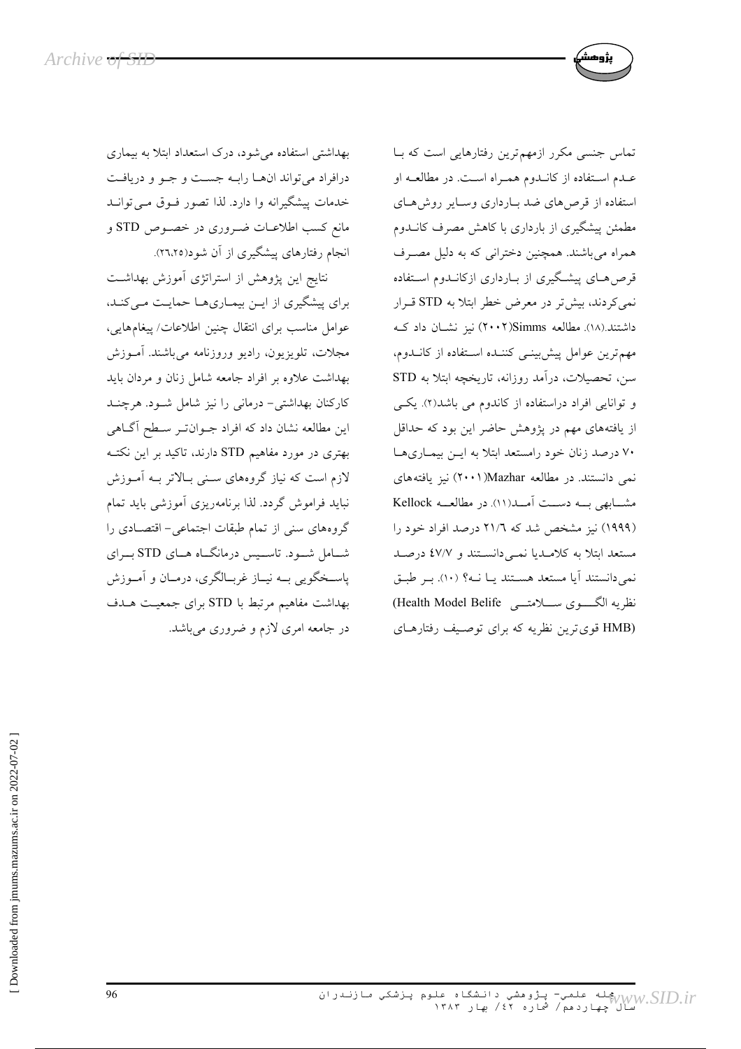تماس جنسی مکرر ازمهم‌ترین رفتارهایی است که با عدم استفاده از کاندوم همراه است. در مطالعه او استفاده از قرص‌های ضد بارداری وسایر روش‌های مطمئن پیشگیری از بارداری با کاهش مصرف کاندوم همراه می‌باشند. همچنین دخترانی که به دلیل مصرف قرص‌های پیشگیری از بارداری ازکاندوم استفاده نمی‌کردند، بیش‌تر در معرض خطر ابتلا به STD قرار داشتند.(۱۸). مطالعه Simms(۲۰۰۲) نیز نشان داد که مهم‌ترین عوامل پیش‌بینی کننده استفاده از کاندوم، سن، تحصیلات، درآمد روزانه، تاریخچه ابتلا به STD و توانایی افراد دراستفاده از کاندوم می باشد(۲). یکی از یافته‌های مهم در پژوهش حاضر این بود که حداقل ۷۰ درصد زنان خود رامستعد ابتلا به این بیماری‌ها نمی دانستند. در مطالعه Mazhar(۲۰۰۱) نیز یافته‌های مشابهی به دست آمد(۱۱). در مطالعه Kellock (۱۹۹۹) نیز مشخص شد که ۲۱/۶ درصد افراد خود را مستعد ابتلا به کلامدیا نمی‌دانستند و ۴۷/۷ درصد نمی‌دانستند آیا مستعد هستند یا نه؟ (۱۰). بر طبق نظریه الگوی سلامتی (Health Model Belife HMB) قوی‌ترین نظریه که برای توصیف رفتارهای بهداشتی استفاده می‌شود، درک استعداد ابتلا به بیماری درافراد می‌تواند انها رابه جست و جو و دریافت خدمات پیشگیرانه وا دارد. لذا تصور فوق می‌تواند مانع کسب اطلاعات ضروری در خصوص STD و انجام رفتارهای پیشگیری از آن شود(۲۶،۲۵).

نتایج این پژوهش از استراتژی آموزش بهداشت برای پیشگیری از این بیماری‌ها حمایت می‌کند، عوامل مناسب برای انتقال چنین اطلاعات/ پیغام‌هایی، مجلات، تلویزیون، رادیو وروزنامه می‌باشند. آموزش بهداشت علاوه بر افراد جامعه شامل زنان و مردان باید کارکنان بهداشتی- درمانی را نیز شامل شود. هرچند این مطالعه نشان داد که افراد جوان‌تر سطح آگاهی بهتری در مورد مفاهیم STD دارند، تاکید بر این نکته لازم است که نیاز گروه‌های سنی بالاتر به آموزش نباید فراموش گردد. لذا برنامه‌ریزی آموزشی باید تمام گروه‌های سنی از تمام طبقات اجتماعی- اقتصادی را شامل شود. تاسیس درمانگاه های STD برای پاسخگویی به نیاز غربالگری، درمان و آموزش بهداشت مفاهیم مرتبط با STD برای جمعیت هدف در جامعه امری لازم و ضروری می‌باشد.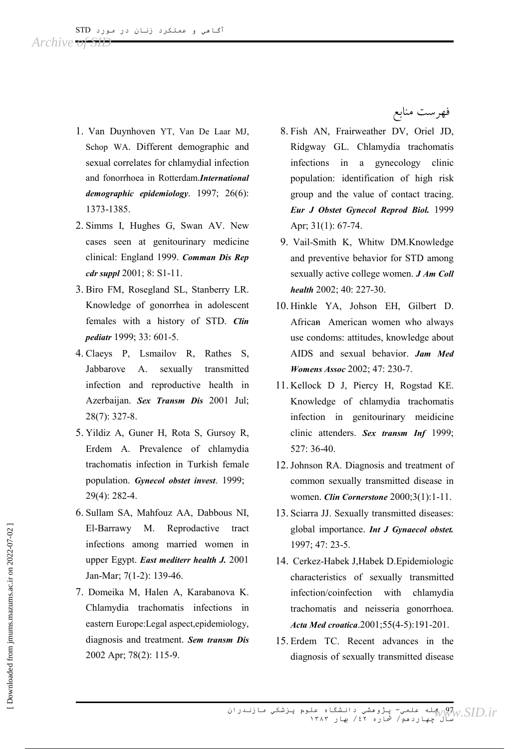## فهرست منابع

1. Van Duynhoven YT, Van De Laar MJ, Schop WA. Different demographic and sexual correlates for chlamydial infection and fonorrhoea in Rotterdam.*International demographic epidemiology*. 1997; 26(6): 1373-1385.
2. Simms I, Hughes G, Swan AV. New cases seen at genitourinary medicine clinical: England 1999. *Comman Dis Rep cdr suppl* 2001; 8: S1-11.
3. Biro FM, Rosegland SL, Stanberry LR. Knowledge of gonorrhea in adolescent females with a history of STD. *Clin pediatr* 1999; 33: 601-5.
4. Claeys P, Lsmailov R, Rathes S, Jabbarove A. sexually transmitted infection and reproductive health in Azerbaijan. *Sex Transm Dis* 2001 Jul; 28(7): 327-8.
5. Yildiz A, Guner H, Rota S, Gursoy R, Erdem A. Prevalence of chlamydia trachomatis infection in Turkish female population. *Gynecol obstet invest*. 1999; 29(4): 282-4.
6. Sullam SA, Mahfouz AA, Dabbous NI, El-Barrawy M. Reprodactive tract infections among married women in upper Egypt. *East mediterr health J.* 2001 Jan-Mar; 7(1-2): 139-46.
7. Domeika M, Halen A, Karabanova K. Chlamydia trachomatis infections in eastern Europe:Legal aspect,epidemiology, diagnosis and treatment. *Sem transm Dis* 2002 Apr; 78(2): 115-9.
8. Fish AN, Frairweather DV, Oriel JD, Ridgway GL. Chlamydia trachomatis infections in a gynecology clinic population: identification of high risk group and the value of contact tracing. *Eur J Obstet Gynecol Reprod Biol.* 1999 Apr; 31(1): 67-74.
9. Vail-Smith K, Whitw DM.Knowledge and preventive behavior for STD among sexually active college women. *J Am Coll health* 2002; 40: 227-30.
10. Hinkle YA, Johson EH, Gilbert D. African American women who always use condoms: attitudes, knowledge about AIDS and sexual behavior. *Jam Med Womens Assoc* 2002; 47: 230-7.
11. Kellock D J, Piercy H, Rogstad KE. Knowledge of chlamydia trachomatis infection in genitourinary meidicine clinic attenders. *Sex transm Inf* 1999; 527: 36-40.
12. Johnson RA. Diagnosis and treatment of common sexually transmitted disease in women. *Clin Cornerstone* 2000;3(1):1-11.
13. Sciarra JJ. Sexually transmitted diseases: global importance. *Int J Gynaecol obstet.* 1997; 47: 23-5.
14. Cerkez-Habek J,Habek D.Epidemiologic characteristics of sexually transmitted infection/coinfection with chlamydia trachomatis and neisseria gonorrhoea. *Acta Med croatica*.2001;55(4-5):191-201.
15. Erdem TC. Recent advances in the diagnosis of sexually transmitted disease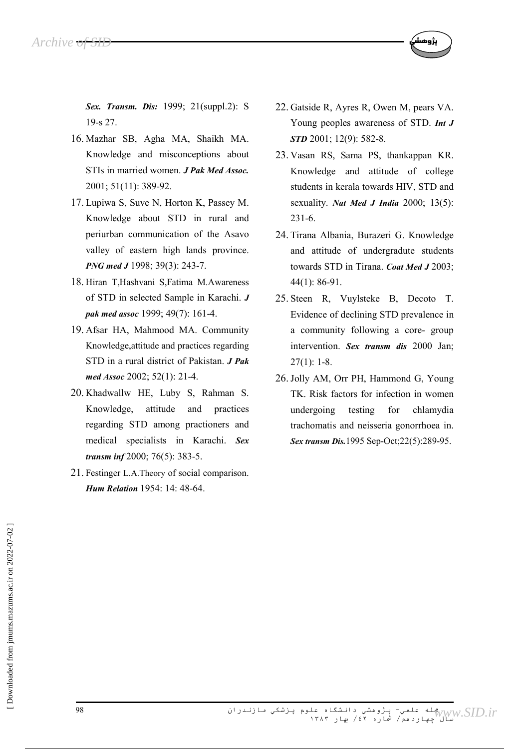*Sex. Transm. Dis:* 1999; 21(suppl.2): S 19-s 27.

16. Mazhar SB, Agha MA, Shaikh MA. Knowledge and misconceptions about STIs in married women. ***J Pak Med Assoc.*** 2001; 51(11): 389-92.
17. Lupiwa S, Suve N, Horton K, Passey M. Knowledge about STD in rural and periurban communication of the Asavo valley of eastern high lands province. ***PNG med J*** 1998; 39(3): 243-7.
18. Hiran T,Hashvani S,Fatima M.Awareness of STD in selected Sample in Karachi. ***J pak med assoc*** 1999; 49(7): 161-4.
19. Afsar HA, Mahmood MA. Community Knowledge,attitude and practices regarding STD in a rural district of Pakistan. ***J Pak med Assoc*** 2002; 52(1): 21-4.
20. Khadwallw HE, Luby S, Rahman S. Knowledge, attitude and practices regarding STD among practioners and medical specialists in Karachi. ***Sex transm inf*** 2000; 76(5): 383-5.
21. Festinger L.A.Theory of social comparison. ***Hum Relation*** 1954: 14: 48-64.
22. Gatside R, Ayres R, Owen M, pears VA. Young peoples awareness of STD. ***Int J STD*** 2001; 12(9): 582-8.
23. Vasan RS, Sama PS, thankappan KR. Knowledge and attitude of college students in kerala towards HIV, STD and sexuality. ***Nat Med J India*** 2000; 13(5): 231-6.
24. Tirana Albania, Burazeri G. Knowledge and attitude of undergradute students towards STD in Tirana. ***Coat Med J*** 2003; 44(1): 86-91.
25. Steen R, Vuylsteke B, Decoto T. Evidence of declining STD prevalence in a community following a core- group intervention. ***Sex transm dis*** 2000 Jan; 27(1): 1-8.
26. Jolly AM, Orr PH, Hammond G, Young TK. Risk factors for infection in women undergoing testing for chlamydia trachomatis and neisseria gonorrhoea in. ***Sex transm Dis.*** 1995 Sep-Oct;22(5):289-95.